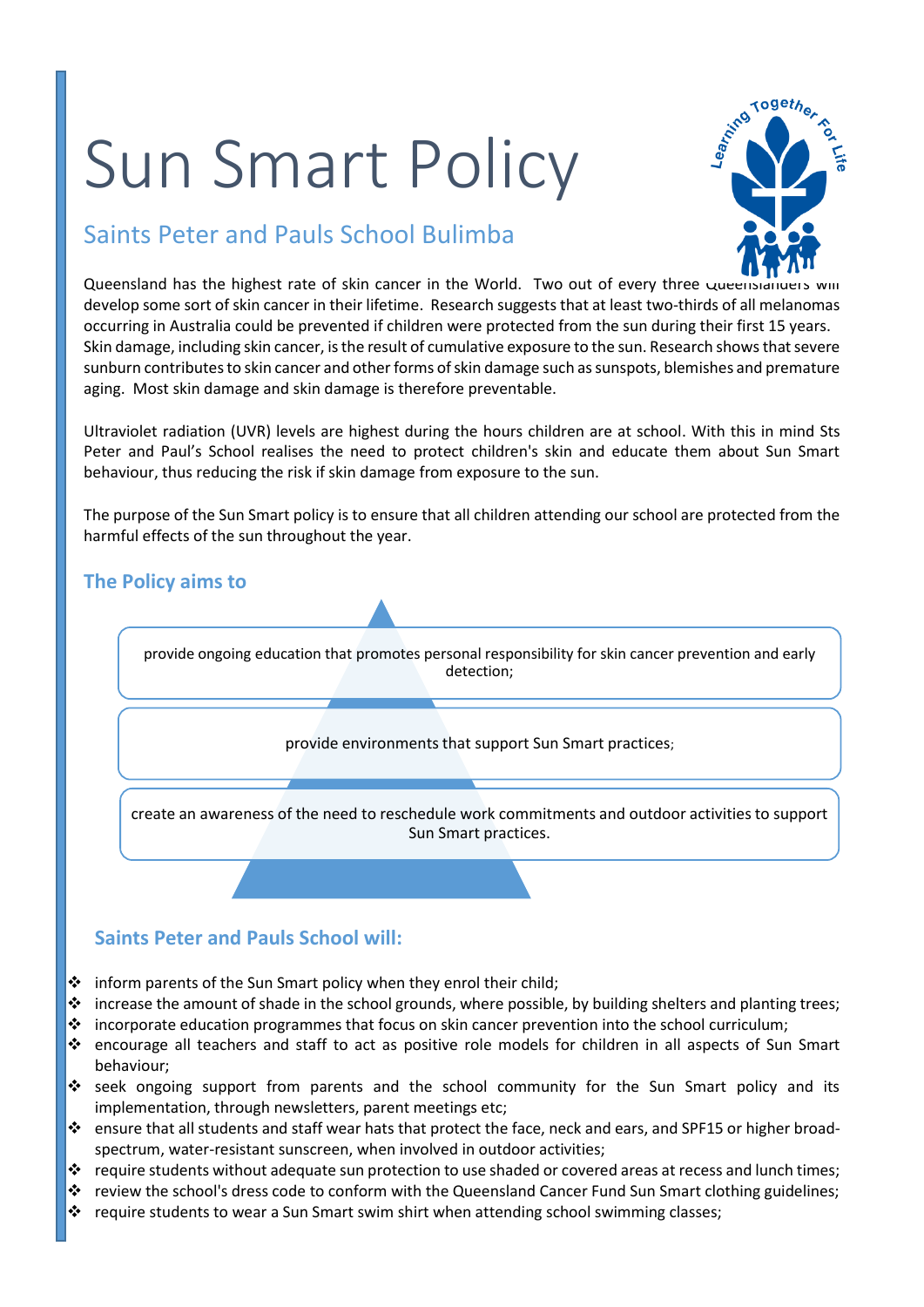# Sun Smart Policy

## Saints Peter and Pauls School Bulimba

Queensland has the highest rate of skin cancer in the World. Two out of every three Queenslanders will develop some sort of skin cancer in their lifetime. Research suggests that at least two-thirds of all melanomas occurring in Australia could be prevented if children were protected from the sun during their first 15 years. Skin damage, including skin cancer, is the result of cumulative exposure to the sun. Research shows that severe sunburn contributes to skin cancer and other forms of skin damage such as sunspots, blemishes and premature aging. Most skin damage and skin damage is therefore preventable.

Ultraviolet radiation (UVR) levels are highest during the hours children are at school. With this in mind Sts Peter and Paul's School realises the need to protect children's skin and educate them about Sun Smart behaviour, thus reducing the risk if skin damage from exposure to the sun.

The purpose of the Sun Smart policy is to ensure that all children attending our school are protected from the harmful effects of the sun throughout the year.

### The Policy aims to

- provide ongoing education that promotes personal responsibility for skin cancer prevention and early detection;
- provide environments that support Sun Smart practices;
- create an awareness of the need to reschedule work commitments and outdoor activities to support Sun Smart practices.

### Saints Peter and Pauls School will:

- inform parents of the Sun Smart policy when they enrol their child;
- increase the amount of shade in the school grounds, where possible, by building shelters and planting trees;
- incorporate education programmes that focus on skin cancer prevention into the school curriculum;
- encourage all teachers and staff to act as positive role models for children in all aspects of Sun Smart behaviour;
- seek ongoing support from parents and the school community for the Sun Smart policy and its implementation, through newsletters, parent meetings etc;
- ensure that all students and staff wear hats that protect the face, neck and ears, and SPF15 or higher broad-spectrum, water-resistant sunscreen, when involved in outdoor activities;
- require students without adequate sun protection to use shaded or covered areas at recess and lunch times;
- review the school's dress code to conform with the Queensland Cancer Fund Sun Smart clothing guidelines;
- require students to wear a Sun Smart swim shirt when attending school swimming classes;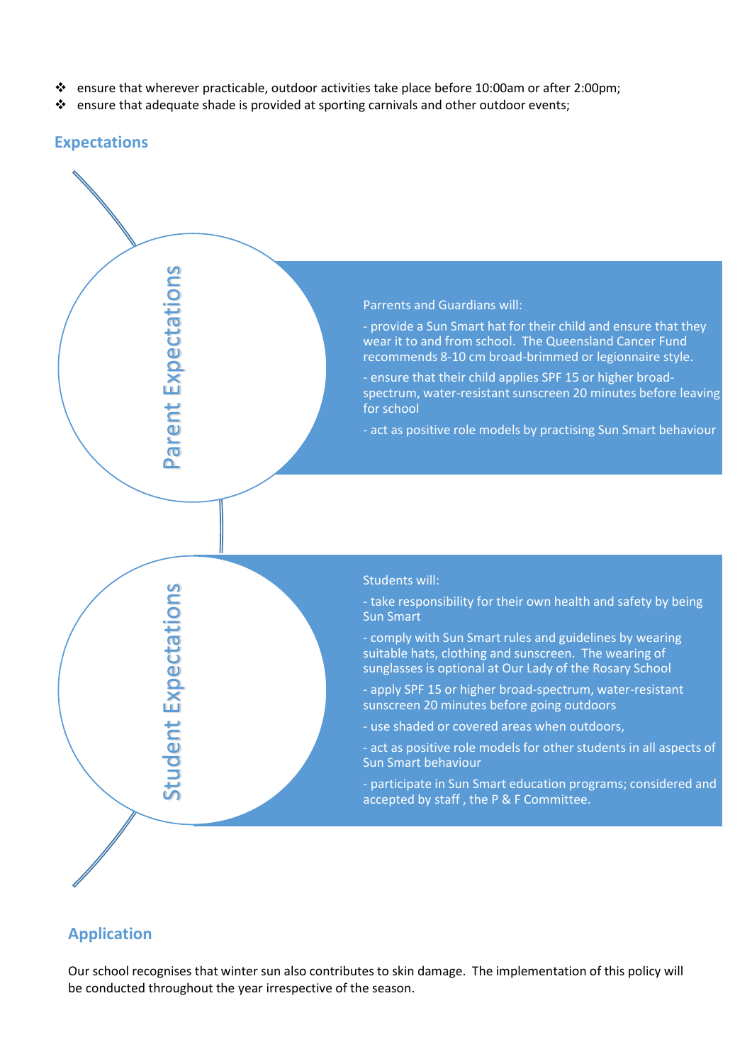- ensure that wherever practicable, outdoor activities take place before 10:00am or after 2:00pm;
- ensure that adequate shade is provided at sporting carnivals and other outdoor events;

## Expectations

### Parent Expectations

Parrents and Guardians will:

- provide a Sun Smart hat for their child and ensure that they wear it to and from school. The Queensland Cancer Fund recommends 8-10 cm broad-brimmed or legionnaire style.

- ensure that their child applies SPF 15 or higher broad-spectrum, water-resistant sunscreen 20 minutes before leaving for school

- act as positive role models by practising Sun Smart behaviour

### Student Expectations

Students will:

- take responsibility for their own health and safety by being Sun Smart

- comply with Sun Smart rules and guidelines by wearing suitable hats, clothing and sunscreen. The wearing of sunglasses is optional at Our Lady of the Rosary School

- apply SPF 15 or higher broad-spectrum, water-resistant sunscreen 20 minutes before going outdoors

- use shaded or covered areas when outdoors,

- act as positive role models for other students in all aspects of Sun Smart behaviour

- participate in Sun Smart education programs; considered and accepted by staff , the P & F Committee.

## Application

Our school recognises that winter sun also contributes to skin damage. The implementation of this policy will be conducted throughout the year irrespective of the season.